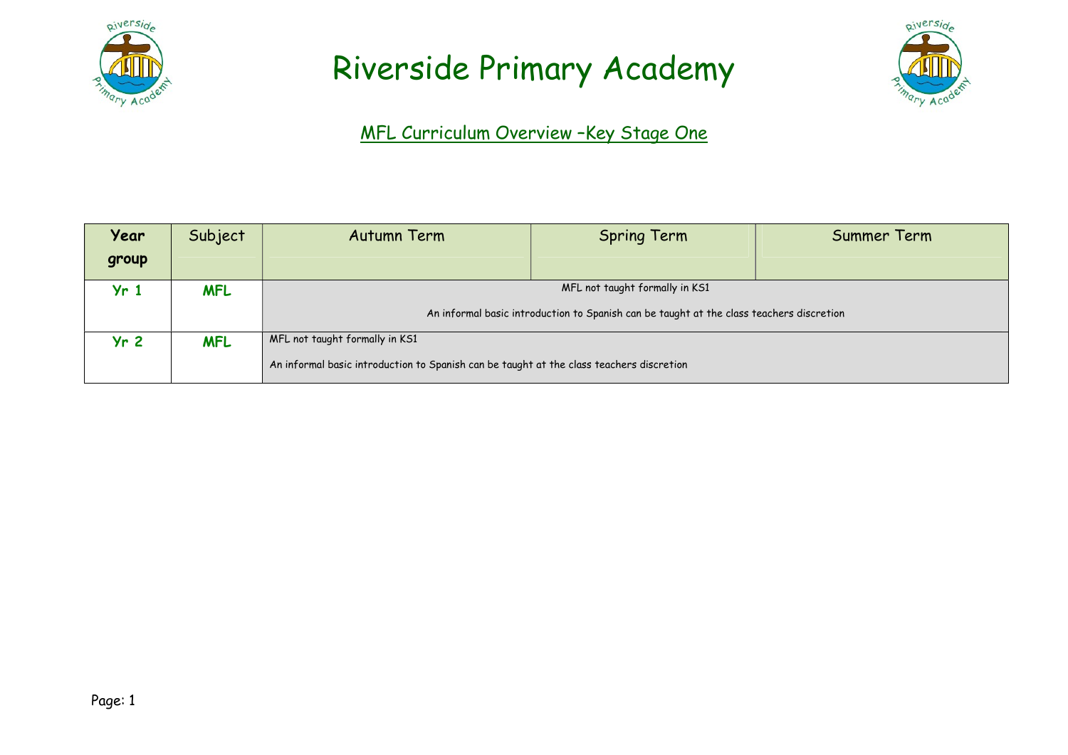# Riverside Primary Academy

## MFL Curriculum Overview –Key Stage One

| Year group | Subject | Autumn Term | Spring Term | Summer Term |
|---|---|---|---|---|
| Yr 1 | MFL | MFL not taught formally in KS1<br><br>An informal basic introduction to Spanish can be taught at the class teachers discretion | | |
| Yr 2 | MFL | MFL not taught formally in KS1<br><br>An informal basic introduction to Spanish can be taught at the class teachers discretion | | |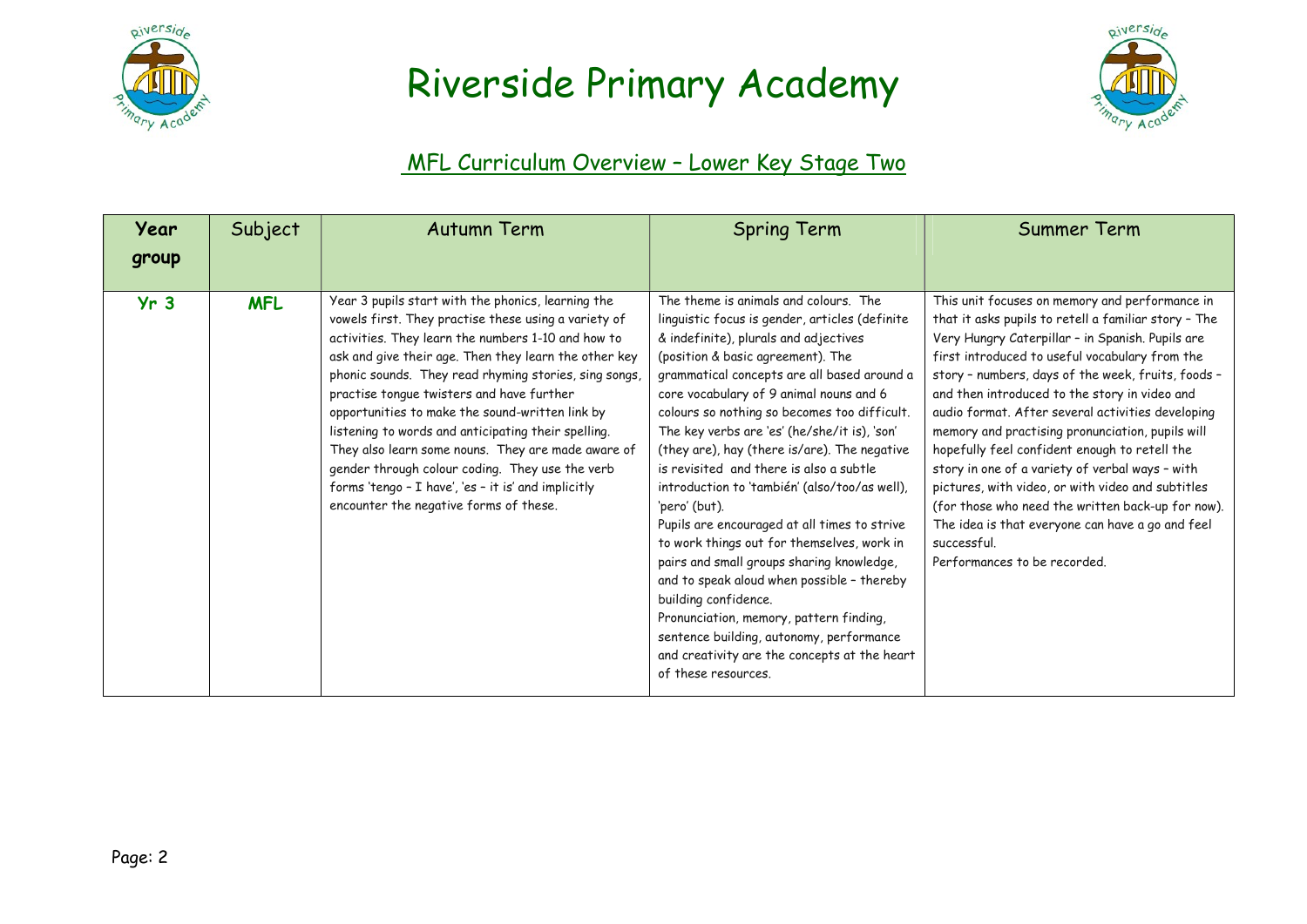# Riverside Primary Academy

## MFL Curriculum Overview – Lower Key Stage Two

| Year group | Subject | Autumn Term | Spring Term | Summer Term |
|---|---|---|---|---|
| **Yr 3** | **MFL** | Year 3 pupils start with the phonics, learning the vowels first. They practise these using a variety of activities. They learn the numbers 1-10 and how to ask and give their age. Then they learn the other key phonic sounds. They read rhyming stories, sing songs, practise tongue twisters and have further opportunities to make the sound-written link by listening to words and anticipating their spelling. They also learn some nouns. They are made aware of gender through colour coding. They use the verb forms 'tengo – I have', 'es – it is' and implicitly encounter the negative forms of these. | The theme is animals and colours. The linguistic focus is gender, articles (definite & indefinite), plurals and adjectives (position & basic agreement). The grammatical concepts are all based around a core vocabulary of 9 animal nouns and 6 colours so nothing so becomes too difficult. The key verbs are 'es' (he/she/it is), 'son' (they are), hay (there is/are). The negative is revisited and there is also a subtle introduction to 'también' (also/too/as well), 'pero' (but).<br>Pupils are encouraged at all times to strive to work things out for themselves, work in pairs and small groups sharing knowledge, and to speak aloud when possible – thereby building confidence.<br>Pronunciation, memory, pattern finding, sentence building, autonomy, performance and creativity are the concepts at the heart of these resources. | This unit focuses on memory and performance in that it asks pupils to retell a familiar story – The Very Hungry Caterpillar – in Spanish. Pupils are first introduced to useful vocabulary from the story – numbers, days of the week, fruits, foods – and then introduced to the story in video and audio format. After several activities developing memory and practising pronunciation, pupils will hopefully feel confident enough to retell the story in one of a variety of verbal ways – with pictures, with video, or with video and subtitles (for those who need the written back-up for now). The idea is that everyone can have a go and feel successful.<br>Performances to be recorded. |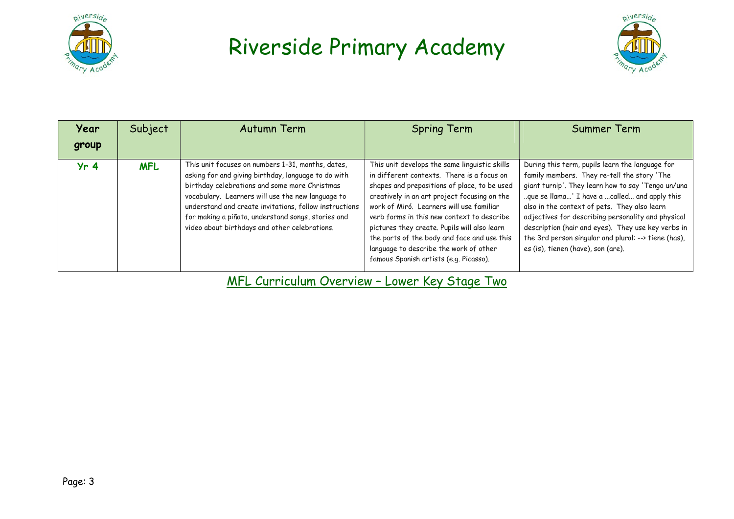# Riverside Primary Academy

| Year group | Subject | Autumn Term | Spring Term | Summer Term |
|---|---|---|---|---|
| Yr 4 | MFL | This unit focuses on numbers 1-31, months, dates, asking for and giving birthday, language to do with birthday celebrations and some more Christmas vocabulary. Learners will use the new language to understand and create invitations, follow instructions for making a piñata, understand songs, stories and video about birthdays and other celebrations. | This unit develops the same linguistic skills in different contexts. There is a focus on shapes and prepositions of place, to be used creatively in an art project focusing on the work of Miró. Learners will use familiar verb forms in this new context to describe pictures they create. Pupils will also learn the parts of the body and face and use this language to describe the work of other famous Spanish artists (e.g. Picasso). | During this term, pupils learn the language for family members. They re-tell the story 'The giant turnip'. They learn how to say 'Tengo un/una ..que se llama...' I have a ...called... and apply this also in the context of pets. They also learn adjectives for describing personality and physical description (hair and eyes). They use key verbs in the 3rd person singular and plural: --> tiene (has), es (is), tienen (have), son (are). |

MFL Curriculum Overview – Lower Key Stage Two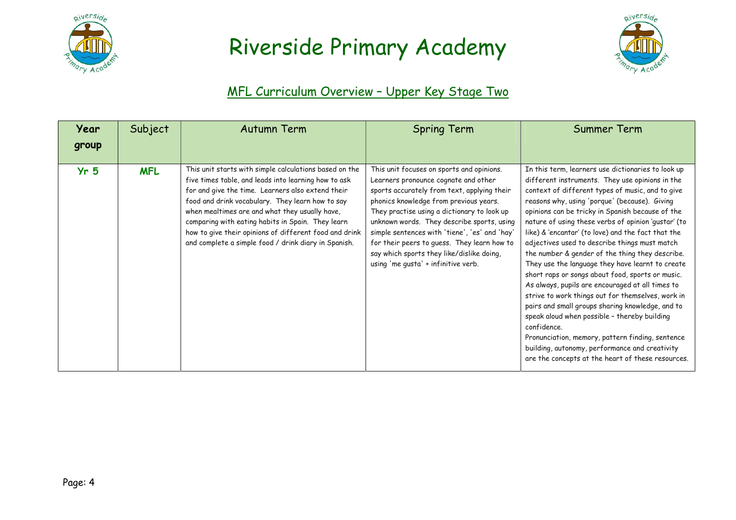# Riverside Primary Academy

## MFL Curriculum Overview – Upper Key Stage Two

| Year group | Subject | Autumn Term | Spring Term | Summer Term |
|---|---|---|---|---|
| **Yr 5** | **MFL** | This unit starts with simple calculations based on the five times table, and leads into learning how to ask for and give the time. Learners also extend their food and drink vocabulary. They learn how to say when mealtimes are and what they usually have, comparing with eating habits in Spain. They learn how to give their opinions of different food and drink and complete a simple food / drink diary in Spanish. | This unit focuses on sports and opinions. Learners pronounce cognate and other sports accurately from text, applying their phonics knowledge from previous years. They practise using a dictionary to look up unknown words. They describe sports, using simple sentences with 'tiene', 'es' and 'hay' for their peers to guess. They learn how to say which sports they like/dislike doing, using 'me gusta' + infinitive verb. | In this term, learners use dictionaries to look up different instruments. They use opinions in the context of different types of music, and to give reasons why, using 'porque' (because). Giving opinions can be tricky in Spanish because of the nature of using these verbs of opinion 'gustar' (to like) & 'encantar' (to love) and the fact that the adjectives used to describe things must match the number & gender of the thing they describe. They use the language they have learnt to create short raps or songs about food, sports or music. As always, pupils are encouraged at all times to strive to work things out for themselves, work in pairs and small groups sharing knowledge, and to speak aloud when possible – thereby building confidence.<br>Pronunciation, memory, pattern finding, sentence building, autonomy, performance and creativity are the concepts at the heart of these resources. |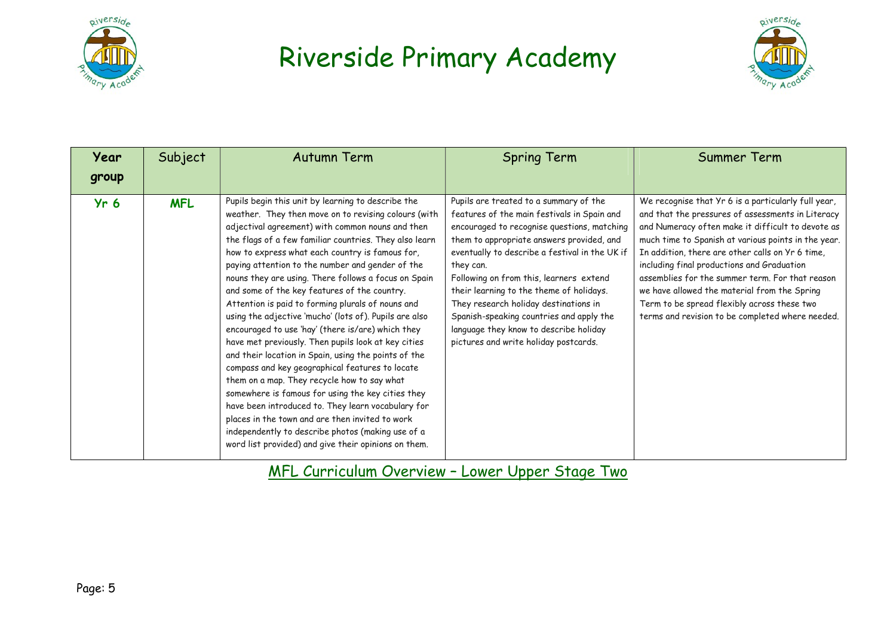# Riverside Primary Academy

| Year group | Subject | Autumn Term | Spring Term | Summer Term |
| --- | --- | --- | --- | --- |
| **Yr 6** | **MFL** | Pupils begin this unit by learning to describe the weather. They then move on to revising colours (with adjectival agreement) with common nouns and then the flags of a few familiar countries. They also learn how to express what each country is famous for, paying attention to the number and gender of the nouns they are using. There follows a focus on Spain and some of the key features of the country. Attention is paid to forming plurals of nouns and using the adjective 'mucho' (lots of). Pupils are also encouraged to use 'hay' (there is/are) which they have met previously. Then pupils look at key cities and their location in Spain, using the points of the compass and key geographical features to locate them on a map. They recycle how to say what somewhere is famous for using the key cities they have been introduced to. They learn vocabulary for places in the town and are then invited to work independently to describe photos (making use of a word list provided) and give their opinions on them. | Pupils are treated to a summary of the features of the main festivals in Spain and encouraged to recognise questions, matching them to appropriate answers provided, and eventually to describe a festival in the UK if they can.<br>Following on from this, learners extend their learning to the theme of holidays. They research holiday destinations in Spanish-speaking countries and apply the language they know to describe holiday pictures and write holiday postcards. | We recognise that Yr 6 is a particularly full year, and that the pressures of assessments in Literacy and Numeracy often make it difficult to devote as much time to Spanish at various points in the year. In addition, there are other calls on Yr 6 time, including final productions and Graduation assemblies for the summer term. For that reason we have allowed the material from the Spring Term to be spread flexibly across these two terms and revision to be completed where needed. |

MFL Curriculum Overview – Lower Upper Stage Two